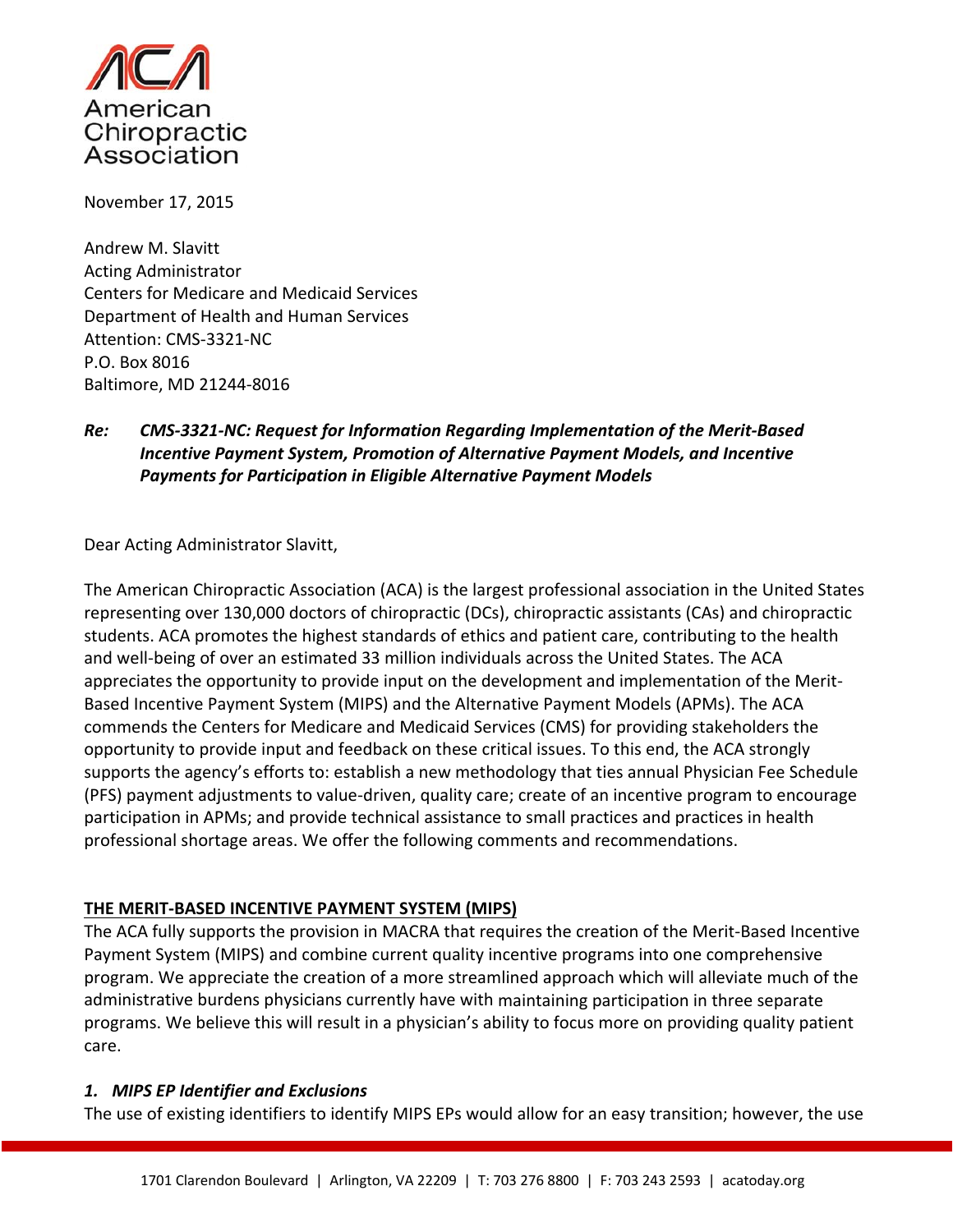American Chiropractic Association

November 17, 2015

Andrew M. Slavitt
Acting Administrator
Centers for Medicare and Medicaid Services
Department of Health and Human Services
Attention: CMS-3321-NC
P.O. Box 8016
Baltimore, MD 21244-8016

***Re: CMS-3321-NC: Request for Information Regarding Implementation of the Merit-Based Incentive Payment System, Promotion of Alternative Payment Models, and Incentive Payments for Participation in Eligible Alternative Payment Models***

Dear Acting Administrator Slavitt,

The American Chiropractic Association (ACA) is the largest professional association in the United States representing over 130,000 doctors of chiropractic (DCs), chiropractic assistants (CAs) and chiropractic students. ACA promotes the highest standards of ethics and patient care, contributing to the health and well-being of over an estimated 33 million individuals across the United States. The ACA appreciates the opportunity to provide input on the development and implementation of the Merit-Based Incentive Payment System (MIPS) and the Alternative Payment Models (APMs). The ACA commends the Centers for Medicare and Medicaid Services (CMS) for providing stakeholders the opportunity to provide input and feedback on these critical issues. To this end, the ACA strongly supports the agency's efforts to: establish a new methodology that ties annual Physician Fee Schedule (PFS) payment adjustments to value-driven, quality care; create of an incentive program to encourage participation in APMs; and provide technical assistance to small practices and practices in health professional shortage areas. We offer the following comments and recommendations.

**THE MERIT-BASED INCENTIVE PAYMENT SYSTEM (MIPS)**

The ACA fully supports the provision in MACRA that requires the creation of the Merit-Based Incentive Payment System (MIPS) and combine current quality incentive programs into one comprehensive program. We appreciate the creation of a more streamlined approach which will alleviate much of the administrative burdens physicians currently have with maintaining participation in three separate programs. We believe this will result in a physician's ability to focus more on providing quality patient care.

***1. MIPS EP Identifier and Exclusions***

The use of existing identifiers to identify MIPS EPs would allow for an easy transition; however, the use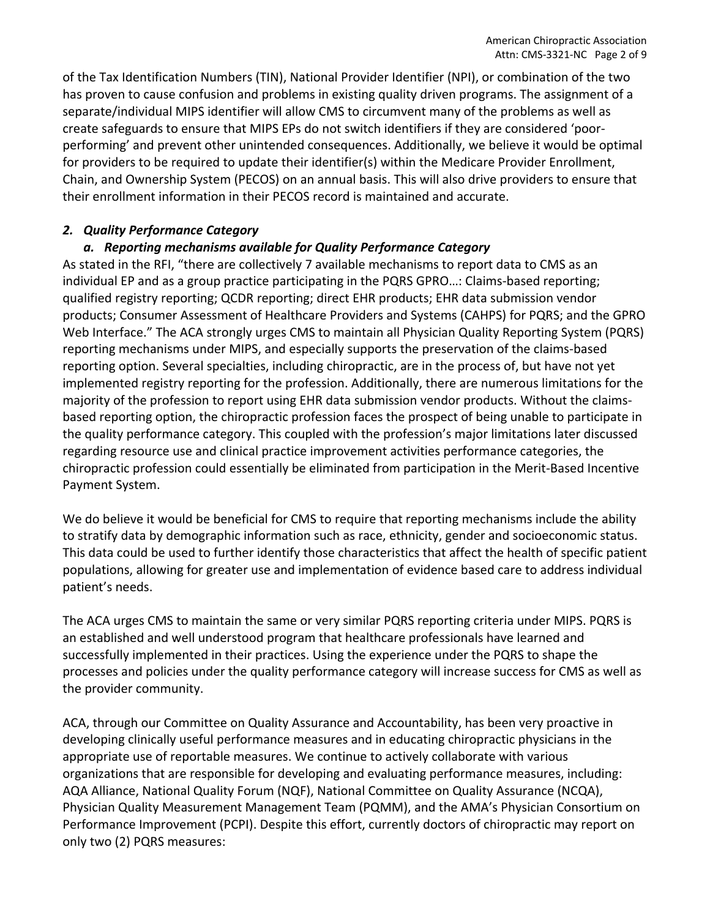of the Tax Identification Numbers (TIN), National Provider Identifier (NPI), or combination of the two has proven to cause confusion and problems in existing quality driven programs. The assignment of a separate/individual MIPS identifier will allow CMS to circumvent many of the problems as well as create safeguards to ensure that MIPS EPs do not switch identifiers if they are considered 'poor-performing' and prevent other unintended consequences. Additionally, we believe it would be optimal for providers to be required to update their identifier(s) within the Medicare Provider Enrollment, Chain, and Ownership System (PECOS) on an annual basis. This will also drive providers to ensure that their enrollment information in their PECOS record is maintained and accurate.

### *2. Quality Performance Category*

#### *a. Reporting mechanisms available for Quality Performance Category*

As stated in the RFI, "there are collectively 7 available mechanisms to report data to CMS as an individual EP and as a group practice participating in the PQRS GPRO…: Claims-based reporting; qualified registry reporting; QCDR reporting; direct EHR products; EHR data submission vendor products; Consumer Assessment of Healthcare Providers and Systems (CAHPS) for PQRS; and the GPRO Web Interface." The ACA strongly urges CMS to maintain all Physician Quality Reporting System (PQRS) reporting mechanisms under MIPS, and especially supports the preservation of the claims-based reporting option. Several specialties, including chiropractic, are in the process of, but have not yet implemented registry reporting for the profession. Additionally, there are numerous limitations for the majority of the profession to report using EHR data submission vendor products. Without the claims-based reporting option, the chiropractic profession faces the prospect of being unable to participate in the quality performance category. This coupled with the profession's major limitations later discussed regarding resource use and clinical practice improvement activities performance categories, the chiropractic profession could essentially be eliminated from participation in the Merit-Based Incentive Payment System.

We do believe it would be beneficial for CMS to require that reporting mechanisms include the ability to stratify data by demographic information such as race, ethnicity, gender and socioeconomic status. This data could be used to further identify those characteristics that affect the health of specific patient populations, allowing for greater use and implementation of evidence based care to address individual patient's needs.

The ACA urges CMS to maintain the same or very similar PQRS reporting criteria under MIPS. PQRS is an established and well understood program that healthcare professionals have learned and successfully implemented in their practices. Using the experience under the PQRS to shape the processes and policies under the quality performance category will increase success for CMS as well as the provider community.

ACA, through our Committee on Quality Assurance and Accountability, has been very proactive in developing clinically useful performance measures and in educating chiropractic physicians in the appropriate use of reportable measures. We continue to actively collaborate with various organizations that are responsible for developing and evaluating performance measures, including: AQA Alliance, National Quality Forum (NQF), National Committee on Quality Assurance (NCQA), Physician Quality Measurement Management Team (PQMM), and the AMA's Physician Consortium on Performance Improvement (PCPI). Despite this effort, currently doctors of chiropractic may report on only two (2) PQRS measures: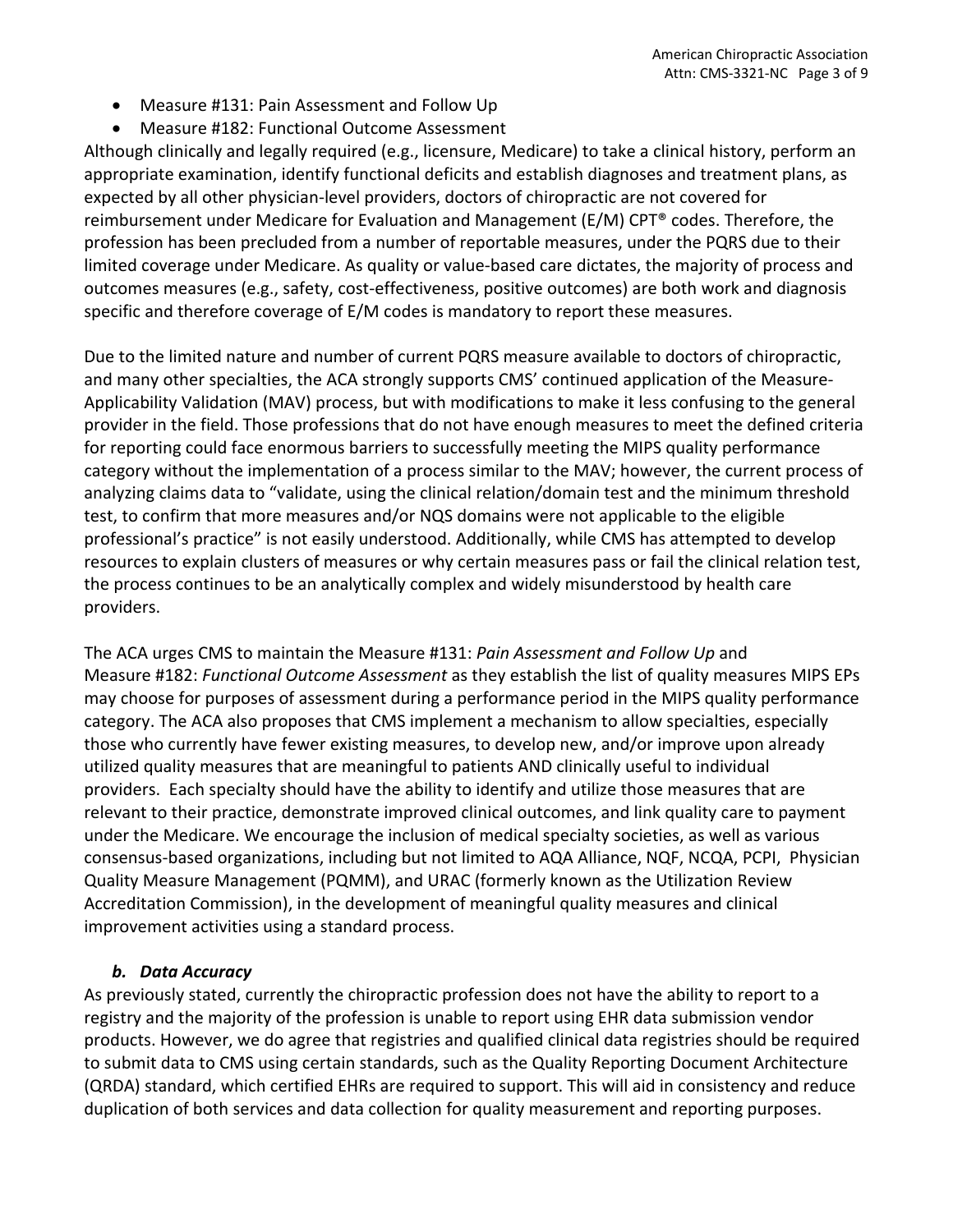- Measure #131: Pain Assessment and Follow Up
- Measure #182: Functional Outcome Assessment

Although clinically and legally required (e.g., licensure, Medicare) to take a clinical history, perform an appropriate examination, identify functional deficits and establish diagnoses and treatment plans, as expected by all other physician-level providers, doctors of chiropractic are not covered for reimbursement under Medicare for Evaluation and Management (E/M) CPT® codes. Therefore, the profession has been precluded from a number of reportable measures, under the PQRS due to their limited coverage under Medicare. As quality or value-based care dictates, the majority of process and outcomes measures (e.g., safety, cost-effectiveness, positive outcomes) are both work and diagnosis specific and therefore coverage of E/M codes is mandatory to report these measures.

Due to the limited nature and number of current PQRS measure available to doctors of chiropractic, and many other specialties, the ACA strongly supports CMS' continued application of the Measure-Applicability Validation (MAV) process, but with modifications to make it less confusing to the general provider in the field. Those professions that do not have enough measures to meet the defined criteria for reporting could face enormous barriers to successfully meeting the MIPS quality performance category without the implementation of a process similar to the MAV; however, the current process of analyzing claims data to "validate, using the clinical relation/domain test and the minimum threshold test, to confirm that more measures and/or NQS domains were not applicable to the eligible professional's practice" is not easily understood. Additionally, while CMS has attempted to develop resources to explain clusters of measures or why certain measures pass or fail the clinical relation test, the process continues to be an analytically complex and widely misunderstood by health care providers.

The ACA urges CMS to maintain the Measure #131: *Pain Assessment and Follow Up* and Measure #182: *Functional Outcome Assessment* as they establish the list of quality measures MIPS EPs may choose for purposes of assessment during a performance period in the MIPS quality performance category. The ACA also proposes that CMS implement a mechanism to allow specialties, especially those who currently have fewer existing measures, to develop new, and/or improve upon already utilized quality measures that are meaningful to patients AND clinically useful to individual providers. Each specialty should have the ability to identify and utilize those measures that are relevant to their practice, demonstrate improved clinical outcomes, and link quality care to payment under the Medicare. We encourage the inclusion of medical specialty societies, as well as various consensus-based organizations, including but not limited to AQA Alliance, NQF, NCQA, PCPI, Physician Quality Measure Management (PQMM), and URAC (formerly known as the Utilization Review Accreditation Commission), in the development of meaningful quality measures and clinical improvement activities using a standard process.

### *b. Data Accuracy*

As previously stated, currently the chiropractic profession does not have the ability to report to a registry and the majority of the profession is unable to report using EHR data submission vendor products. However, we do agree that registries and qualified clinical data registries should be required to submit data to CMS using certain standards, such as the Quality Reporting Document Architecture (QRDA) standard, which certified EHRs are required to support. This will aid in consistency and reduce duplication of both services and data collection for quality measurement and reporting purposes.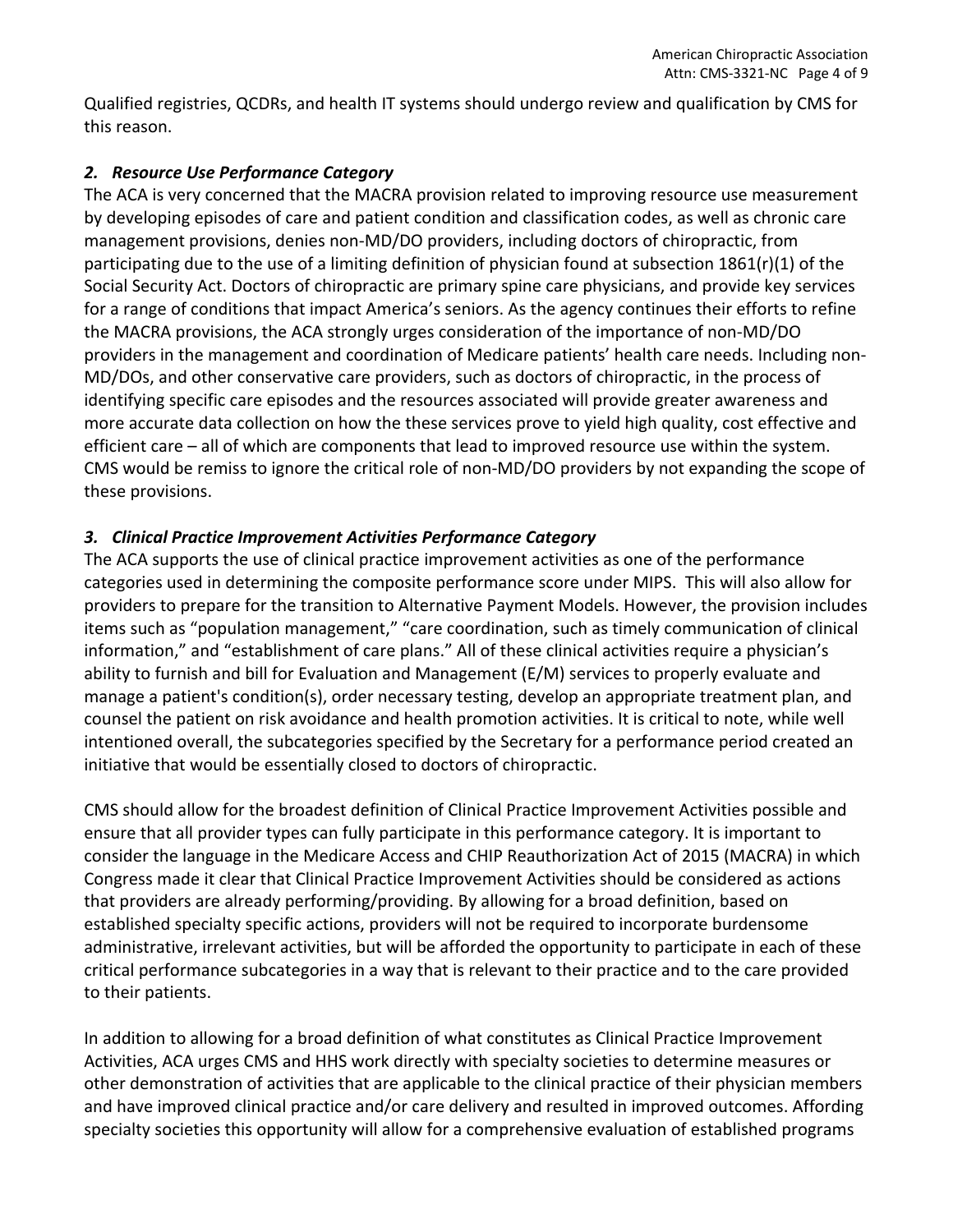Qualified registries, QCDRs, and health IT systems should undergo review and qualification by CMS for this reason.

### *2. Resource Use Performance Category*

The ACA is very concerned that the MACRA provision related to improving resource use measurement by developing episodes of care and patient condition and classification codes, as well as chronic care management provisions, denies non-MD/DO providers, including doctors of chiropractic, from participating due to the use of a limiting definition of physician found at subsection 1861(r)(1) of the Social Security Act. Doctors of chiropractic are primary spine care physicians, and provide key services for a range of conditions that impact America's seniors. As the agency continues their efforts to refine the MACRA provisions, the ACA strongly urges consideration of the importance of non-MD/DO providers in the management and coordination of Medicare patients' health care needs. Including non-MD/DOs, and other conservative care providers, such as doctors of chiropractic, in the process of identifying specific care episodes and the resources associated will provide greater awareness and more accurate data collection on how the these services prove to yield high quality, cost effective and efficient care – all of which are components that lead to improved resource use within the system. CMS would be remiss to ignore the critical role of non-MD/DO providers by not expanding the scope of these provisions.

### *3. Clinical Practice Improvement Activities Performance Category*

The ACA supports the use of clinical practice improvement activities as one of the performance categories used in determining the composite performance score under MIPS. This will also allow for providers to prepare for the transition to Alternative Payment Models. However, the provision includes items such as "population management," "care coordination, such as timely communication of clinical information," and "establishment of care plans." All of these clinical activities require a physician's ability to furnish and bill for Evaluation and Management (E/M) services to properly evaluate and manage a patient's condition(s), order necessary testing, develop an appropriate treatment plan, and counsel the patient on risk avoidance and health promotion activities. It is critical to note, while well intentioned overall, the subcategories specified by the Secretary for a performance period created an initiative that would be essentially closed to doctors of chiropractic.

CMS should allow for the broadest definition of Clinical Practice Improvement Activities possible and ensure that all provider types can fully participate in this performance category. It is important to consider the language in the Medicare Access and CHIP Reauthorization Act of 2015 (MACRA) in which Congress made it clear that Clinical Practice Improvement Activities should be considered as actions that providers are already performing/providing. By allowing for a broad definition, based on established specialty specific actions, providers will not be required to incorporate burdensome administrative, irrelevant activities, but will be afforded the opportunity to participate in each of these critical performance subcategories in a way that is relevant to their practice and to the care provided to their patients.

In addition to allowing for a broad definition of what constitutes as Clinical Practice Improvement Activities, ACA urges CMS and HHS work directly with specialty societies to determine measures or other demonstration of activities that are applicable to the clinical practice of their physician members and have improved clinical practice and/or care delivery and resulted in improved outcomes. Affording specialty societies this opportunity will allow for a comprehensive evaluation of established programs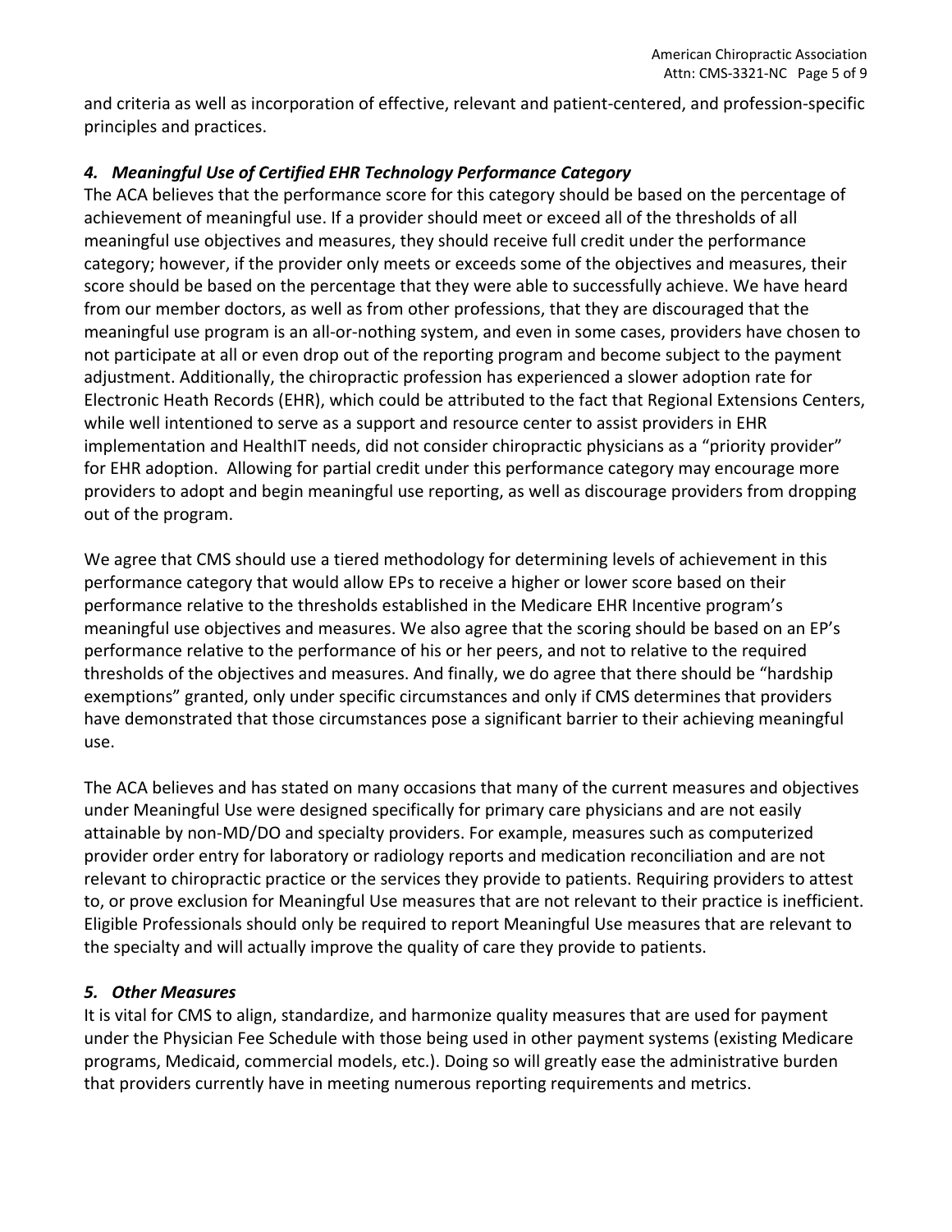and criteria as well as incorporation of effective, relevant and patient-centered, and profession-specific principles and practices.

### *4. Meaningful Use of Certified EHR Technology Performance Category*

The ACA believes that the performance score for this category should be based on the percentage of achievement of meaningful use. If a provider should meet or exceed all of the thresholds of all meaningful use objectives and measures, they should receive full credit under the performance category; however, if the provider only meets or exceeds some of the objectives and measures, their score should be based on the percentage that they were able to successfully achieve. We have heard from our member doctors, as well as from other professions, that they are discouraged that the meaningful use program is an all-or-nothing system, and even in some cases, providers have chosen to not participate at all or even drop out of the reporting program and become subject to the payment adjustment. Additionally, the chiropractic profession has experienced a slower adoption rate for Electronic Heath Records (EHR), which could be attributed to the fact that Regional Extensions Centers, while well intentioned to serve as a support and resource center to assist providers in EHR implementation and HealthIT needs, did not consider chiropractic physicians as a "priority provider" for EHR adoption. Allowing for partial credit under this performance category may encourage more providers to adopt and begin meaningful use reporting, as well as discourage providers from dropping out of the program.

We agree that CMS should use a tiered methodology for determining levels of achievement in this performance category that would allow EPs to receive a higher or lower score based on their performance relative to the thresholds established in the Medicare EHR Incentive program's meaningful use objectives and measures. We also agree that the scoring should be based on an EP's performance relative to the performance of his or her peers, and not to relative to the required thresholds of the objectives and measures. And finally, we do agree that there should be "hardship exemptions" granted, only under specific circumstances and only if CMS determines that providers have demonstrated that those circumstances pose a significant barrier to their achieving meaningful use.

The ACA believes and has stated on many occasions that many of the current measures and objectives under Meaningful Use were designed specifically for primary care physicians and are not easily attainable by non-MD/DO and specialty providers. For example, measures such as computerized provider order entry for laboratory or radiology reports and medication reconciliation and are not relevant to chiropractic practice or the services they provide to patients. Requiring providers to attest to, or prove exclusion for Meaningful Use measures that are not relevant to their practice is inefficient. Eligible Professionals should only be required to report Meaningful Use measures that are relevant to the specialty and will actually improve the quality of care they provide to patients.

### *5. Other Measures*

It is vital for CMS to align, standardize, and harmonize quality measures that are used for payment under the Physician Fee Schedule with those being used in other payment systems (existing Medicare programs, Medicaid, commercial models, etc.). Doing so will greatly ease the administrative burden that providers currently have in meeting numerous reporting requirements and metrics.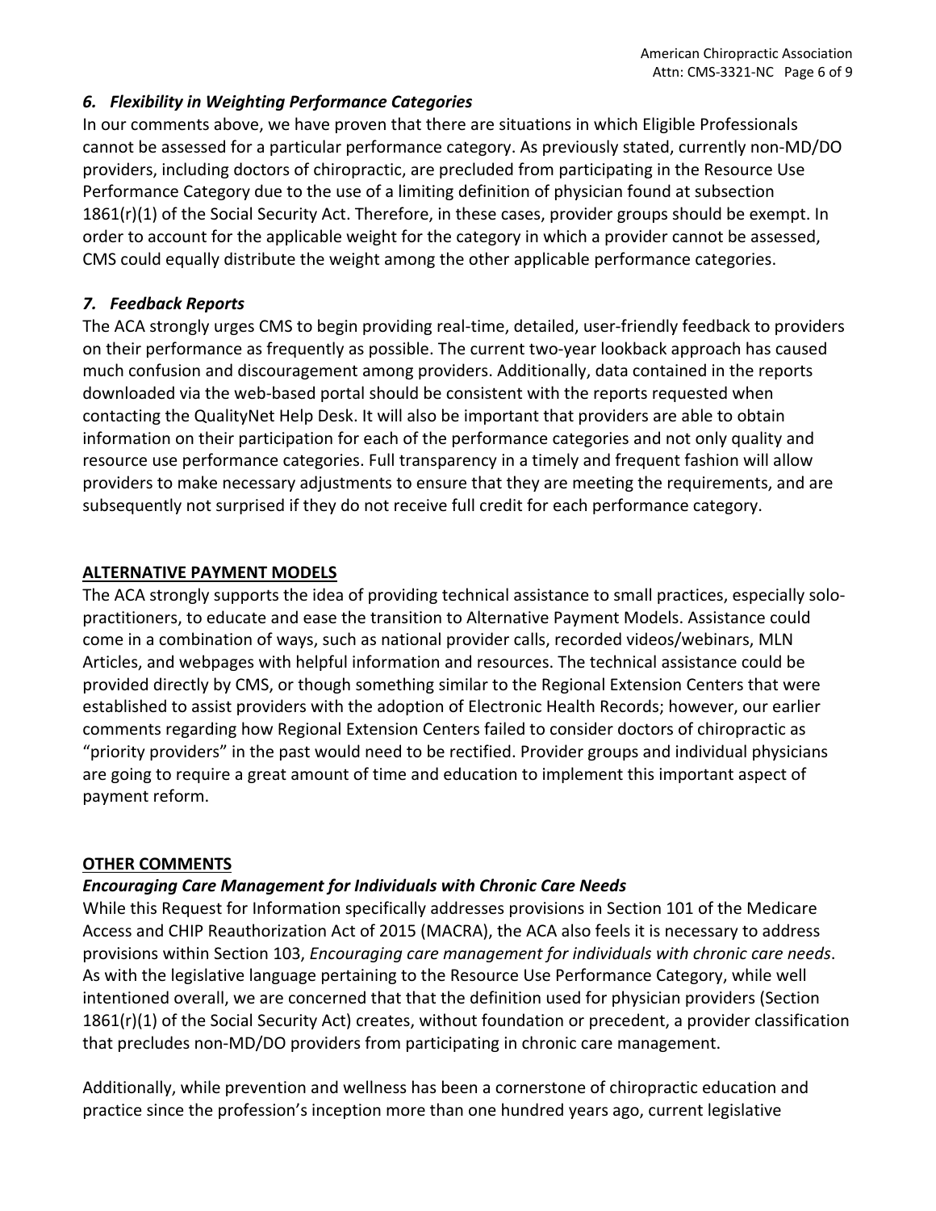### *6. Flexibility in Weighting Performance Categories*

In our comments above, we have proven that there are situations in which Eligible Professionals cannot be assessed for a particular performance category. As previously stated, currently non-MD/DO providers, including doctors of chiropractic, are precluded from participating in the Resource Use Performance Category due to the use of a limiting definition of physician found at subsection 1861(r)(1) of the Social Security Act. Therefore, in these cases, provider groups should be exempt. In order to account for the applicable weight for the category in which a provider cannot be assessed, CMS could equally distribute the weight among the other applicable performance categories.

### *7. Feedback Reports*

The ACA strongly urges CMS to begin providing real-time, detailed, user-friendly feedback to providers on their performance as frequently as possible. The current two-year lookback approach has caused much confusion and discouragement among providers. Additionally, data contained in the reports downloaded via the web-based portal should be consistent with the reports requested when contacting the QualityNet Help Desk. It will also be important that providers are able to obtain information on their participation for each of the performance categories and not only quality and resource use performance categories. Full transparency in a timely and frequent fashion will allow providers to make necessary adjustments to ensure that they are meeting the requirements, and are subsequently not surprised if they do not receive full credit for each performance category.

## ALTERNATIVE PAYMENT MODELS

The ACA strongly supports the idea of providing technical assistance to small practices, especially solo-practitioners, to educate and ease the transition to Alternative Payment Models. Assistance could come in a combination of ways, such as national provider calls, recorded videos/webinars, MLN Articles, and webpages with helpful information and resources. The technical assistance could be provided directly by CMS, or though something similar to the Regional Extension Centers that were established to assist providers with the adoption of Electronic Health Records; however, our earlier comments regarding how Regional Extension Centers failed to consider doctors of chiropractic as "priority providers" in the past would need to be rectified. Provider groups and individual physicians are going to require a great amount of time and education to implement this important aspect of payment reform.

## OTHER COMMENTS

### *Encouraging Care Management for Individuals with Chronic Care Needs*

While this Request for Information specifically addresses provisions in Section 101 of the Medicare Access and CHIP Reauthorization Act of 2015 (MACRA), the ACA also feels it is necessary to address provisions within Section 103, *Encouraging care management for individuals with chronic care needs*. As with the legislative language pertaining to the Resource Use Performance Category, while well intentioned overall, we are concerned that that the definition used for physician providers (Section 1861(r)(1) of the Social Security Act) creates, without foundation or precedent, a provider classification that precludes non-MD/DO providers from participating in chronic care management.

Additionally, while prevention and wellness has been a cornerstone of chiropractic education and practice since the profession's inception more than one hundred years ago, current legislative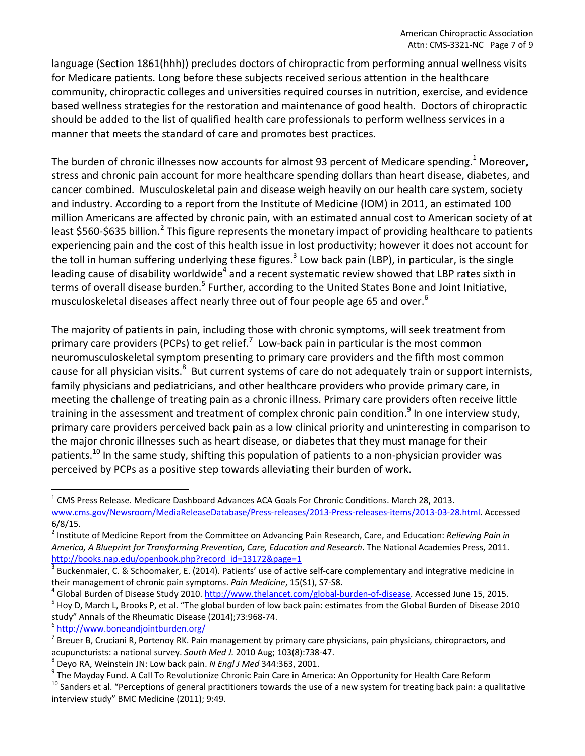language (Section 1861(hhh)) precludes doctors of chiropractic from performing annual wellness visits for Medicare patients. Long before these subjects received serious attention in the healthcare community, chiropractic colleges and universities required courses in nutrition, exercise, and evidence based wellness strategies for the restoration and maintenance of good health. Doctors of chiropractic should be added to the list of qualified health care professionals to perform wellness services in a manner that meets the standard of care and promotes best practices.

The burden of chronic illnesses now accounts for almost 93 percent of Medicare spending.[1] Moreover, stress and chronic pain account for more healthcare spending dollars than heart disease, diabetes, and cancer combined. Musculoskeletal pain and disease weigh heavily on our health care system, society and industry. According to a report from the Institute of Medicine (IOM) in 2011, an estimated 100 million Americans are affected by chronic pain, with an estimated annual cost to American society of at least $560-$635 billion.[2] This figure represents the monetary impact of providing healthcare to patients experiencing pain and the cost of this health issue in lost productivity; however it does not account for the toll in human suffering underlying these figures.[3] Low back pain (LBP), in particular, is the single leading cause of disability worldwide[4] and a recent systematic review showed that LBP rates sixth in terms of overall disease burden.[5] Further, according to the United States Bone and Joint Initiative, musculoskeletal diseases affect nearly three out of four people age 65 and over.[6]

The majority of patients in pain, including those with chronic symptoms, will seek treatment from primary care providers (PCPs) to get relief.[7] Low-back pain in particular is the most common neuromusculoskeletal symptom presenting to primary care providers and the fifth most common cause for all physician visits.[8] But current systems of care do not adequately train or support internists, family physicians and pediatricians, and other healthcare providers who provide primary care, in meeting the challenge of treating pain as a chronic illness. Primary care providers often receive little training in the assessment and treatment of complex chronic pain condition.[9] In one interview study, primary care providers perceived back pain as a low clinical priority and uninteresting in comparison to the major chronic illnesses such as heart disease, or diabetes that they must manage for their patients.[10] In the same study, shifting this population of patients to a non-physician provider was perceived by PCPs as a positive step towards alleviating their burden of work.

---

[1] CMS Press Release. Medicare Dashboard Advances ACA Goals For Chronic Conditions. March 28, 2013. www.cms.gov/Newsroom/MediaReleaseDatabase/Press-releases/2013-Press-releases-items/2013-03-28.html. Accessed 6/8/15.

[2] Institute of Medicine Report from the Committee on Advancing Pain Research, Care, and Education: *Relieving Pain in America, A Blueprint for Transforming Prevention, Care, Education and Research*. The National Academies Press, 2011. http://books.nap.edu/openbook.php?record_id=13172&page=1

[3] Buckenmaier, C. & Schoomaker, E. (2014). Patients' use of active self-care complementary and integrative medicine in their management of chronic pain symptoms. *Pain Medicine*, 15(S1), S7-S8.

[4] Global Burden of Disease Study 2010. http://www.thelancet.com/global-burden-of-disease. Accessed June 15, 2015.

[5] Hoy D, March L, Brooks P, et al. "The global burden of low back pain: estimates from the Global Burden of Disease 2010 study" Annals of the Rheumatic Disease (2014);73:968-74.

[6] http://www.boneandjointburden.org/

[7] Breuer B, Cruciani R, Portenoy RK. Pain management by primary care physicians, pain physicians, chiropractors, and acupuncturists: a national survey. *South Med J.* 2010 Aug; 103(8):738-47.

[8] Deyo RA, Weinstein JN: Low back pain. *N Engl J Med* 344:363, 2001.

[9] The Mayday Fund. A Call To Revolutionize Chronic Pain Care in America: An Opportunity for Health Care Reform

[10] Sanders et al. "Perceptions of general practitioners towards the use of a new system for treating back pain: a qualitative interview study" BMC Medicine (2011); 9:49.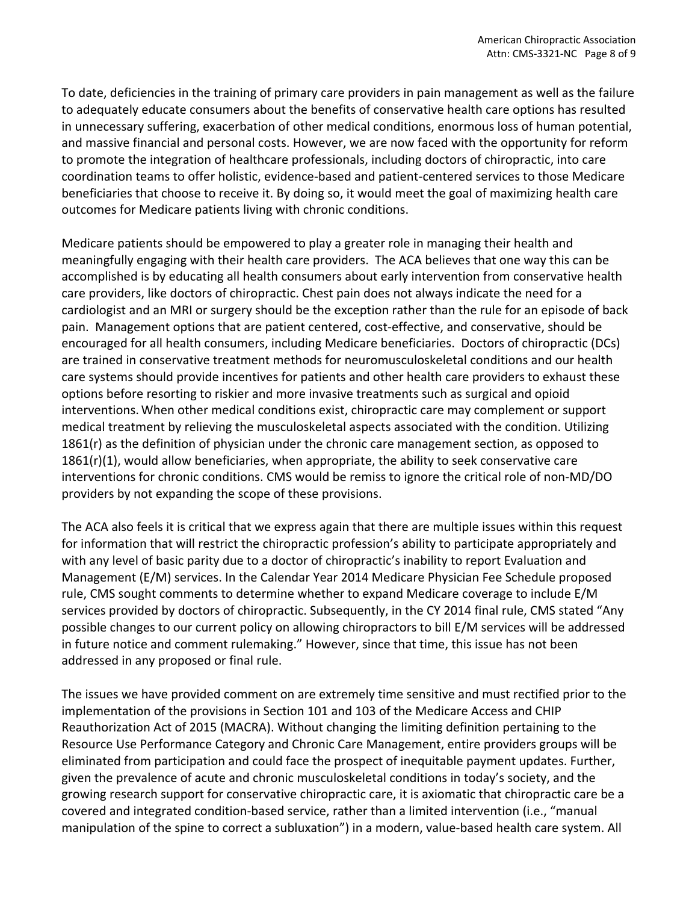To date, deficiencies in the training of primary care providers in pain management as well as the failure to adequately educate consumers about the benefits of conservative health care options has resulted in unnecessary suffering, exacerbation of other medical conditions, enormous loss of human potential, and massive financial and personal costs. However, we are now faced with the opportunity for reform to promote the integration of healthcare professionals, including doctors of chiropractic, into care coordination teams to offer holistic, evidence-based and patient-centered services to those Medicare beneficiaries that choose to receive it. By doing so, it would meet the goal of maximizing health care outcomes for Medicare patients living with chronic conditions.

Medicare patients should be empowered to play a greater role in managing their health and meaningfully engaging with their health care providers. The ACA believes that one way this can be accomplished is by educating all health consumers about early intervention from conservative health care providers, like doctors of chiropractic. Chest pain does not always indicate the need for a cardiologist and an MRI or surgery should be the exception rather than the rule for an episode of back pain. Management options that are patient centered, cost-effective, and conservative, should be encouraged for all health consumers, including Medicare beneficiaries. Doctors of chiropractic (DCs) are trained in conservative treatment methods for neuromusculoskeletal conditions and our health care systems should provide incentives for patients and other health care providers to exhaust these options before resorting to riskier and more invasive treatments such as surgical and opioid interventions. When other medical conditions exist, chiropractic care may complement or support medical treatment by relieving the musculoskeletal aspects associated with the condition. Utilizing 1861(r) as the definition of physician under the chronic care management section, as opposed to 1861(r)(1), would allow beneficiaries, when appropriate, the ability to seek conservative care interventions for chronic conditions. CMS would be remiss to ignore the critical role of non-MD/DO providers by not expanding the scope of these provisions.

The ACA also feels it is critical that we express again that there are multiple issues within this request for information that will restrict the chiropractic profession's ability to participate appropriately and with any level of basic parity due to a doctor of chiropractic's inability to report Evaluation and Management (E/M) services. In the Calendar Year 2014 Medicare Physician Fee Schedule proposed rule, CMS sought comments to determine whether to expand Medicare coverage to include E/M services provided by doctors of chiropractic. Subsequently, in the CY 2014 final rule, CMS stated "Any possible changes to our current policy on allowing chiropractors to bill E/M services will be addressed in future notice and comment rulemaking." However, since that time, this issue has not been addressed in any proposed or final rule.

The issues we have provided comment on are extremely time sensitive and must rectified prior to the implementation of the provisions in Section 101 and 103 of the Medicare Access and CHIP Reauthorization Act of 2015 (MACRA). Without changing the limiting definition pertaining to the Resource Use Performance Category and Chronic Care Management, entire providers groups will be eliminated from participation and could face the prospect of inequitable payment updates. Further, given the prevalence of acute and chronic musculoskeletal conditions in today's society, and the growing research support for conservative chiropractic care, it is axiomatic that chiropractic care be a covered and integrated condition-based service, rather than a limited intervention (i.e., "manual manipulation of the spine to correct a subluxation") in a modern, value-based health care system. All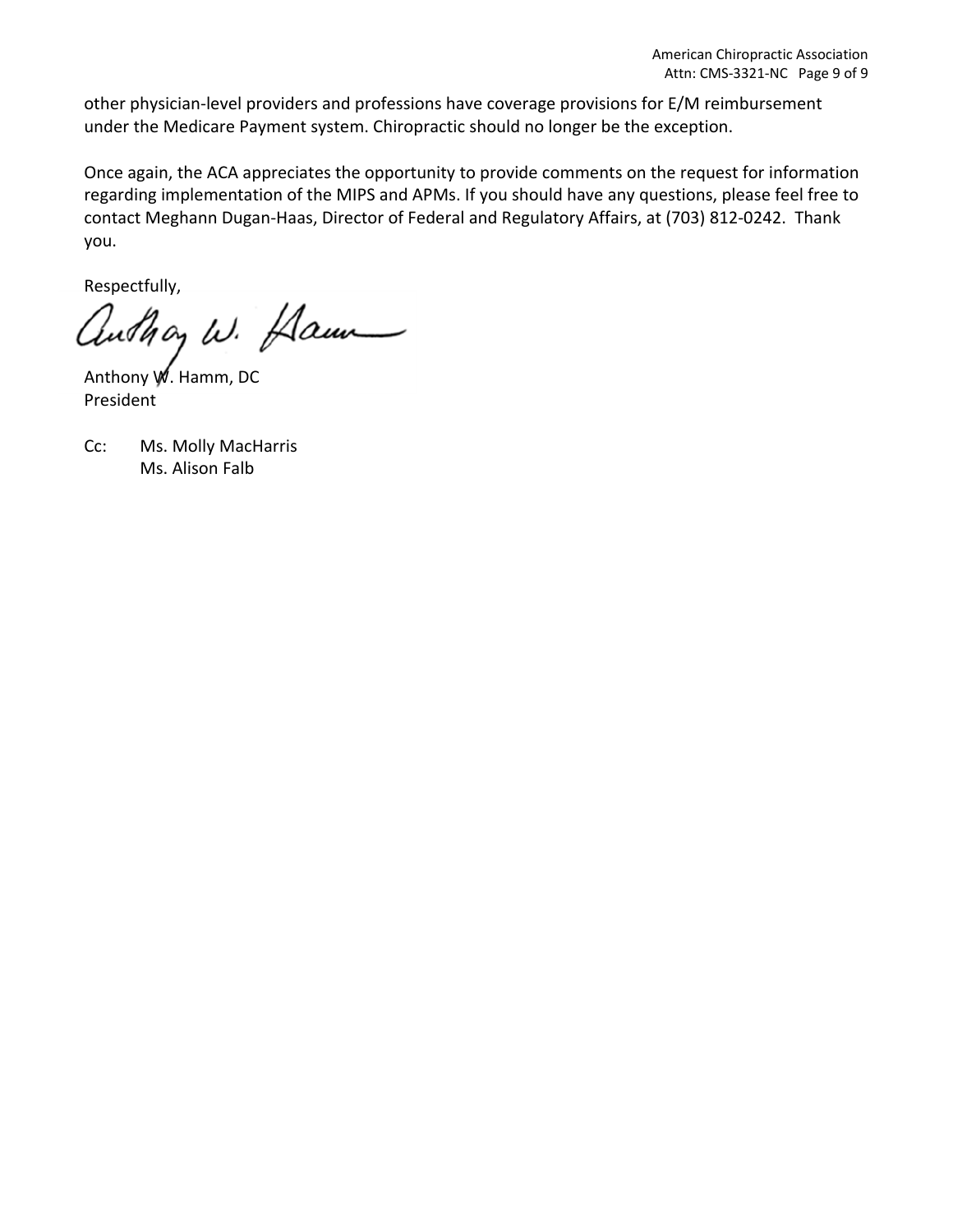other physician-level providers and professions have coverage provisions for E/M reimbursement under the Medicare Payment system. Chiropractic should no longer be the exception.

Once again, the ACA appreciates the opportunity to provide comments on the request for information regarding implementation of the MIPS and APMs. If you should have any questions, please feel free to contact Meghann Dugan-Haas, Director of Federal and Regulatory Affairs, at (703) 812-0242. Thank you.

Respectfully,

Anthony W. Hamm, DC
President

Cc: Ms. Molly MacHarris
Ms. Alison Falb